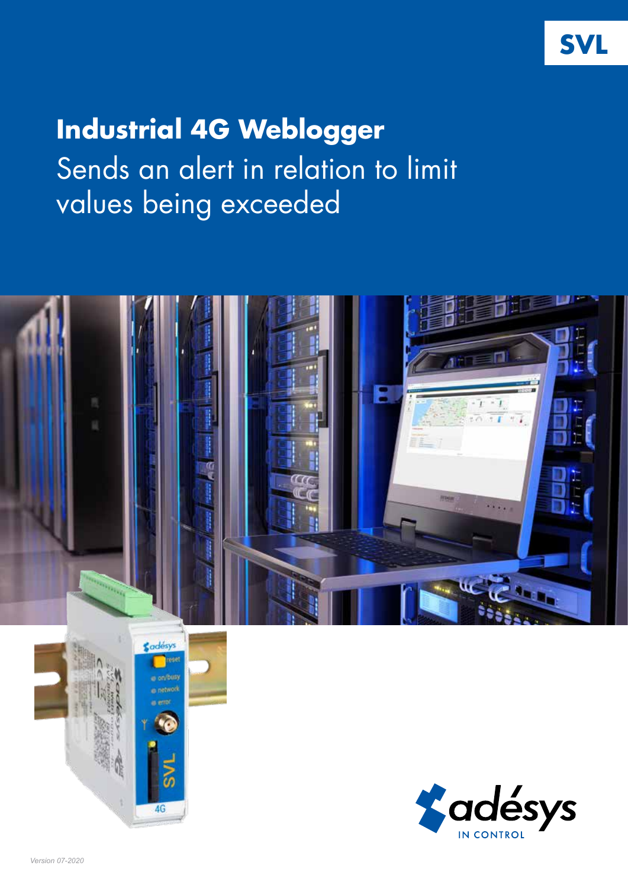SVL

# Industrial 4G Weblogger

## Sends an alert in relation to limit values being exceeded

adésys IN CONTROL

*Version 07-2020*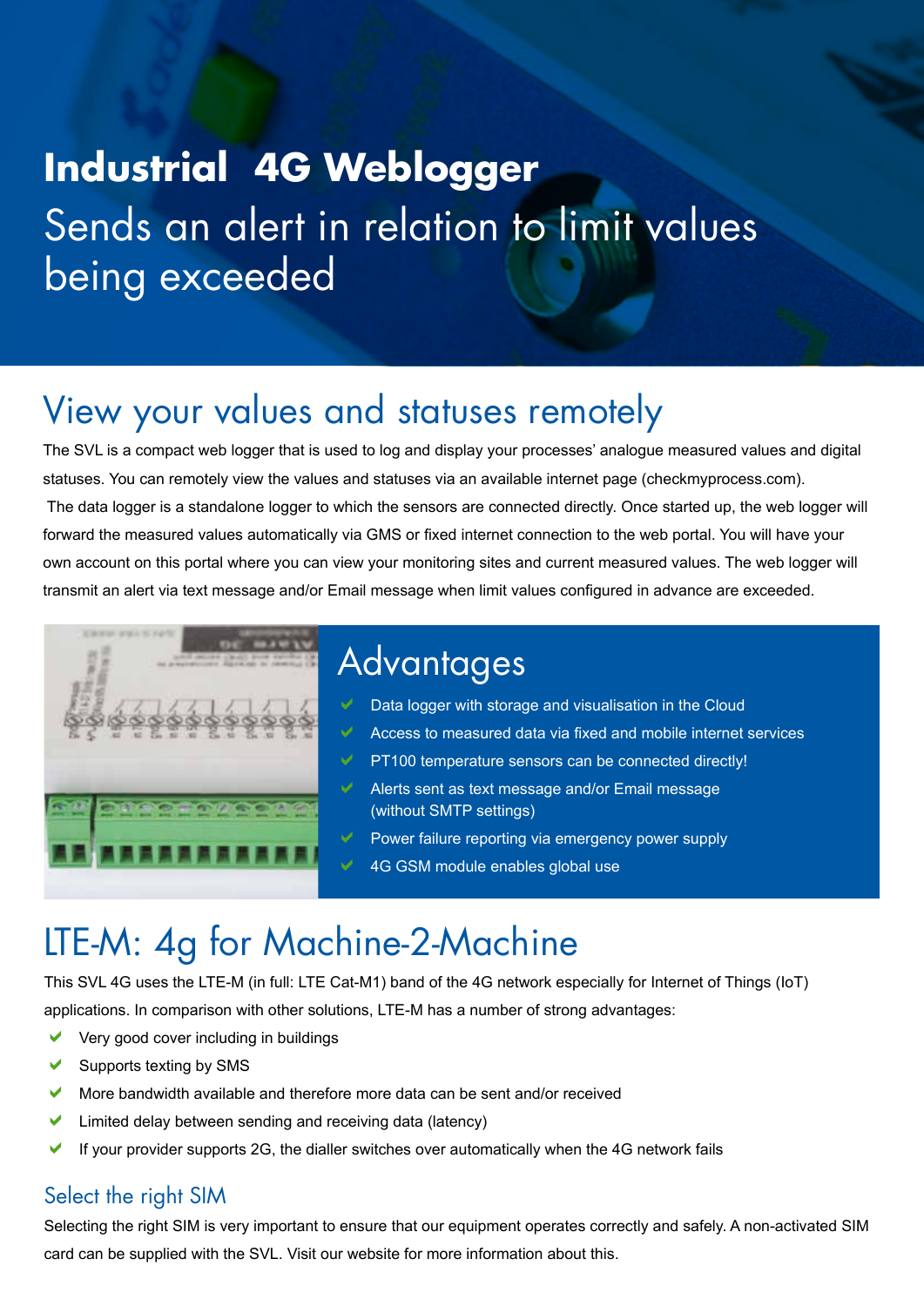# Industrial 4G Weblogger

Sends an alert in relation to limit values being exceeded

## View your values and statuses remotely

The SVL is a compact web logger that is used to log and display your processes' analogue measured values and digital statuses. You can remotely view the values and statuses via an available internet page (checkmyprocess.com).

The data logger is a standalone logger to which the sensors are connected directly. Once started up, the web logger will forward the measured values automatically via GMS or fixed internet connection to the web portal. You will have your own account on this portal where you can view your monitoring sites and current measured values. The web logger will transmit an alert via text message and/or Email message when limit values configured in advance are exceeded.

## Advantages

- Data logger with storage and visualisation in the Cloud
- Access to measured data via fixed and mobile internet services
- PT100 temperature sensors can be connected directly!
- Alerts sent as text message and/or Email message (without SMTP settings)
- Power failure reporting via emergency power supply
- 4G GSM module enables global use

## LTE-M: 4g for Machine-2-Machine

This SVL 4G uses the LTE-M (in full: LTE Cat-M1) band of the 4G network especially for Internet of Things (IoT) applications. In comparison with other solutions, LTE-M has a number of strong advantages:

- Very good cover including in buildings
- Supports texting by SMS
- More bandwidth available and therefore more data can be sent and/or received
- Limited delay between sending and receiving data (latency)
- If your provider supports 2G, the dialler switches over automatically when the 4G network fails

### Select the right SIM

Selecting the right SIM is very important to ensure that our equipment operates correctly and safely. A non-activated SIM card can be supplied with the SVL. Visit our website for more information about this.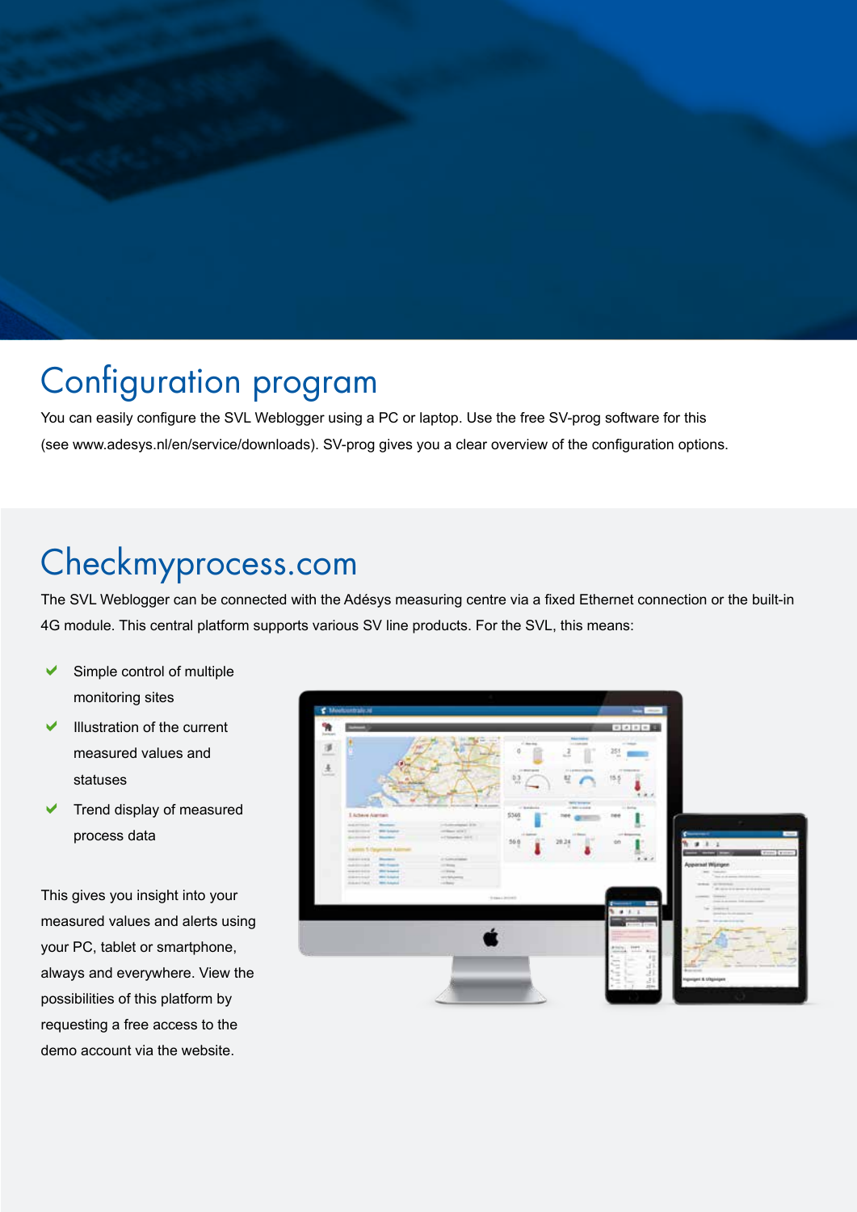# Configuration program

You can easily configure the SVL Weblogger using a PC or laptop. Use the free SV-prog software for this (see www.adesys.nl/en/service/downloads). SV-prog gives you a clear overview of the configuration options.

# Checkmyprocess.com

The SVL Weblogger can be connected with the Adésys measuring centre via a fixed Ethernet connection or the built-in 4G module. This central platform supports various SV line products. For the SVL, this means:

- Simple control of multiple monitoring sites
- Illustration of the current measured values and statuses
- Trend display of measured process data

This gives you insight into your measured values and alerts using your PC, tablet or smartphone, always and everywhere. View the possibilities of this platform by requesting a free access to the demo account via the website.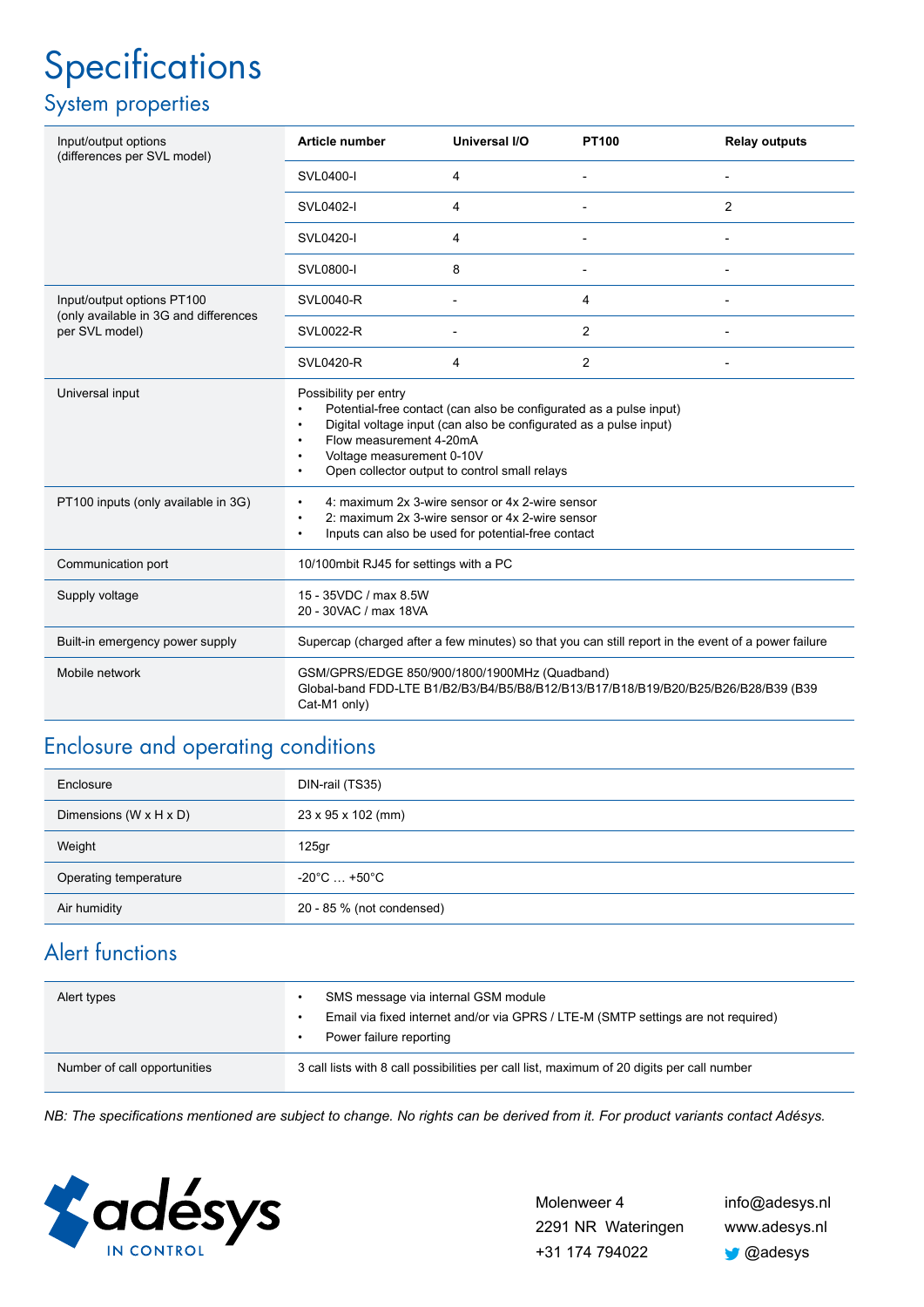# Specifications

## System properties

| | Article number | Universal I/O | PT100 | Relay outputs |
|---|---|---|---|---|
| Input/output options (differences per SVL model) | SVL0400-I | 4 | - | - |
| | SVL0402-I | 4 | - | 2 |
| | SVL0420-I | 4 | - | - |
| | SVL0800-I | 8 | - | - |
| Input/output options PT100 (only available in 3G and differences per SVL model) | SVL0040-R | - | 4 | - |
| | SVL0022-R | - | 2 | - |
| | SVL0420-R | 4 | 2 | - |

| | |
|---|---|
| Universal input | Possibility per entry<br>• Potential-free contact (can also be configurated as a pulse input)<br>• Digital voltage input (can also be configurated as a pulse input)<br>• Flow measurement 4-20mA<br>• Voltage measurement 0-10V<br>• Open collector output to control small relays |
| PT100 inputs (only available in 3G) | • 4: maximum 2x 3-wire sensor or 4x 2-wire sensor<br>• 2: maximum 2x 3-wire sensor or 4x 2-wire sensor<br>• Inputs can also be used for potential-free contact |
| Communication port | 10/100mbit RJ45 for settings with a PC |
| Supply voltage | 15 - 35VDC / max 8.5W<br>20 - 30VAC / max 18VA |
| Built-in emergency power supply | Supercap (charged after a few minutes) so that you can still report in the event of a power failure |
| Mobile network | GSM/GPRS/EDGE 850/900/1800/1900MHz (Quadband)<br>Global-band FDD-LTE B1/B2/B3/B4/B5/B8/B12/B13/B17/B18/B19/B20/B25/B26/B28/B39 (B39 Cat-M1 only) |

## Enclosure and operating conditions

| | |
|---|---|
| Enclosure | DIN-rail (TS35) |
| Dimensions (W x H x D) | 23 x 95 x 102 (mm) |
| Weight | 125gr |
| Operating temperature | -20°C … +50°C |
| Air humidity | 20 - 85 % (not condensed) |

## Alert functions

| | |
|---|---|
| Alert types | • SMS message via internal GSM module<br>• Email via fixed internet and/or via GPRS / LTE-M (SMTP settings are not required)<br>• Power failure reporting |
| Number of call opportunities | 3 call lists with 8 call possibilities per call list, maximum of 20 digits per call number |

*NB: The specifications mentioned are subject to change. No rights can be derived from it. For product variants contact Adésys.*

adésys IN CONTROL

Molenweer 4
2291 NR Wateringen
+31 174 794022

info@adesys.nl
www.adesys.nl
@adesys